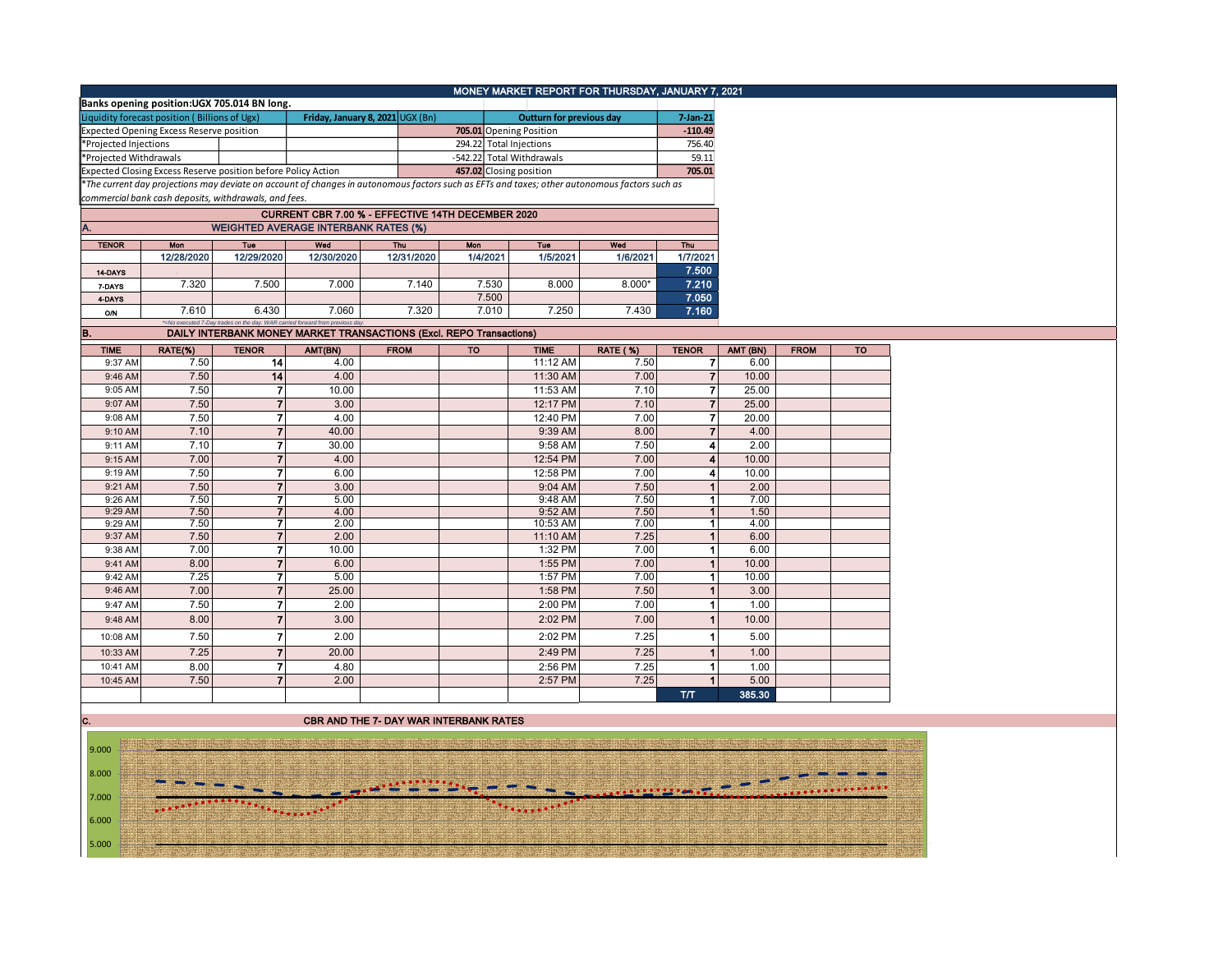# MONEY MARKET REPORT FOR THURSDAY, JANUARY 7, 2021

**Banks opening position:UGX 705.014 BN long.**

| Liquidity forecast position ( Billions of Ugx) | | Friday, January 8, 2021 | UGX (Bn) | Outturn for previous day | 7-Jan-21 |
|---|---|---|---|---|---|
| Expected Opening Excess Reserve position | | | 705.01 | Opening Position | -110.49 |
| *Projected Injections | | | 294.22 | Total Injections | 756.40 |
| *Projected Withdrawals | | | -542.22 | Total Withdrawals | 59.11 |
| Expected Closing Excess Reserve position before Policy Action | | | 457.02 | Closing position | 705.01 |

*The current day projections may deviate on account of changes in autonomous factors such as EFTs and taxes; other autonomous factors such as commercial bank cash deposits, withdrawals, and fees.

## CURRENT CBR 7.00 % - EFFECTIVE 14TH DECEMBER 2020

## A. WEIGHTED AVERAGE INTERBANK RATES (%)

| TENOR | Mon 12/28/2020 | Tue 12/29/2020 | Wed 12/30/2020 | Thu 12/31/2020 | Mon 1/4/2021 | Tue 1/5/2021 | Wed 1/6/2021 | Thu 1/7/2021 |
|---|---|---|---|---|---|---|---|---|
| 14-DAYS | - | | | | | | | 7.500 |
| 7-DAYS | 7.320 | 7.500 | 7.000 | 7.140 | 7.530 | 8.000 | 8.000* | 7.210 |
| 4-DAYS | | | | | 7.500 | | | 7.050 |
| O/N | 7.610 | 6.430 | 7.060 | 7.320 | 7.010 | 7.250 | 7.430 | 7.160 |

*=No executed 7-Day trades on the day. WAR carried forward from previous day.

## B. DAILY INTERBANK MONEY MARKET TRANSACTIONS (Excl. REPO Transactions)

| TIME | RATE(%) | TENOR | AMT(BN) | FROM | TO | TIME | RATE ( %) | TENOR | AMT (BN) | FROM | TO |
|---|---|---|---|---|---|---|---|---|---|---|---|
| 9:37 AM | 7.50 | 14 | 4.00 | | | 11:12 AM | 7.50 | 7 | 6.00 | | |
| 9:46 AM | 7.50 | 14 | 4.00 | | | 11:30 AM | 7.00 | 7 | 10.00 | | |
| 9:05 AM | 7.50 | 7 | 10.00 | | | 11:53 AM | 7.10 | 7 | 25.00 | | |
| 9:07 AM | 7.50 | 7 | 3.00 | | | 12:17 PM | 7.10 | 7 | 25.00 | | |
| 9:08 AM | 7.50 | 7 | 4.00 | | | 12:40 PM | 7.00 | 7 | 20.00 | | |
| 9:10 AM | 7.10 | 7 | 40.00 | | | 9:39 AM | 8.00 | 7 | 4.00 | | |
| 9:11 AM | 7.10 | 7 | 30.00 | | | 9:58 AM | 7.50 | 4 | 2.00 | | |
| 9:15 AM | 7.00 | 7 | 4.00 | | | 12:54 PM | 7.00 | 4 | 10.00 | | |
| 9:19 AM | 7.50 | 7 | 6.00 | | | 12:58 PM | 7.00 | 4 | 10.00 | | |
| 9:21 AM | 7.50 | 7 | 3.00 | | | 9:04 AM | 7.50 | 1 | 2.00 | | |
| 9:26 AM | 7.50 | 7 | 5.00 | | | 9:48 AM | 7.50 | 1 | 7.00 | | |
| 9:29 AM | 7.50 | 7 | 4.00 | | | 9:52 AM | 7.50 | 1 | 1.50 | | |
| 9:29 AM | 7.50 | 7 | 2.00 | | | 10:53 AM | 7.00 | 1 | 4.00 | | |
| 9:37 AM | 7.50 | 7 | 2.00 | | | 11:10 AM | 7.25 | 1 | 6.00 | | |
| 9:38 AM | 7.00 | 7 | 10.00 | | | 1:32 PM | 7.00 | 1 | 6.00 | | |
| 9:41 AM | 8.00 | 7 | 6.00 | | | 1:55 PM | 7.00 | 1 | 10.00 | | |
| 9:42 AM | 7.25 | 7 | 5.00 | | | 1:57 PM | 7.00 | 1 | 10.00 | | |
| 9:46 AM | 7.00 | 7 | 25.00 | | | 1:58 PM | 7.50 | 1 | 3.00 | | |
| 9:47 AM | 7.50 | 7 | 2.00 | | | 2:00 PM | 7.00 | 1 | 1.00 | | |
| 9:48 AM | 8.00 | 7 | 3.00 | | | 2:02 PM | 7.00 | 1 | 10.00 | | |
| 10:08 AM | 7.50 | 7 | 2.00 | | | 2:02 PM | 7.25 | 1 | 5.00 | | |
| 10:33 AM | 7.25 | 7 | 20.00 | | | 2:49 PM | 7.25 | 1 | 1.00 | | |
| 10:41 AM | 8.00 | 7 | 4.80 | | | 2:56 PM | 7.25 | 1 | 1.00 | | |
| 10:45 AM | 7.50 | 7 | 2.00 | | | 2:57 PM | 7.25 | 1 | 5.00 | | |
| | | | | | | | | T/T | 385.30 | | |

## C. CBR AND THE 7- DAY WAR INTERBANK RATES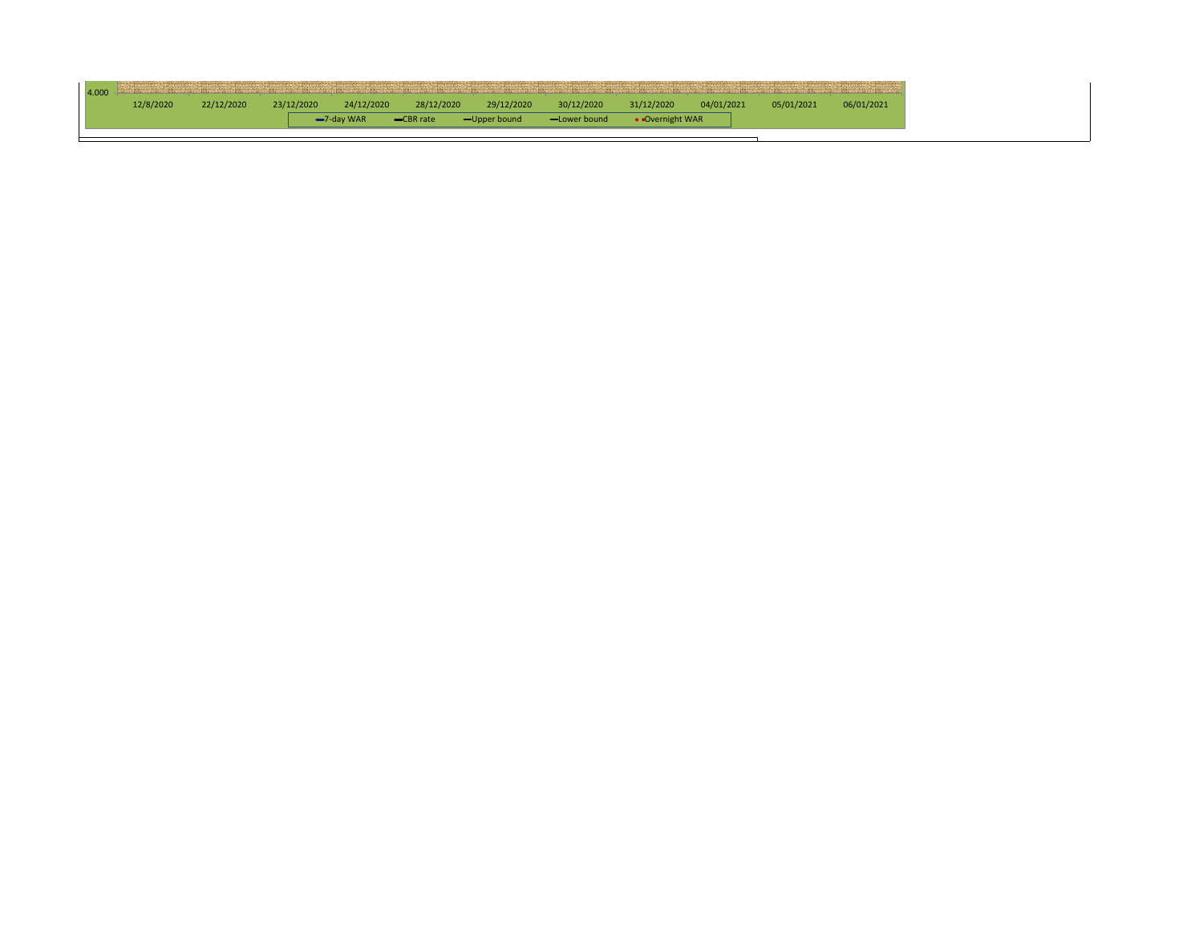4.000

12/8/2020 22/12/2020 23/12/2020 24/12/2020 28/12/2020 29/12/2020 30/12/2020 31/12/2020 04/01/2021 05/01/2021 06/01/2021

7-day WAR CBR rate Upper bound Lower bound Overnight WAR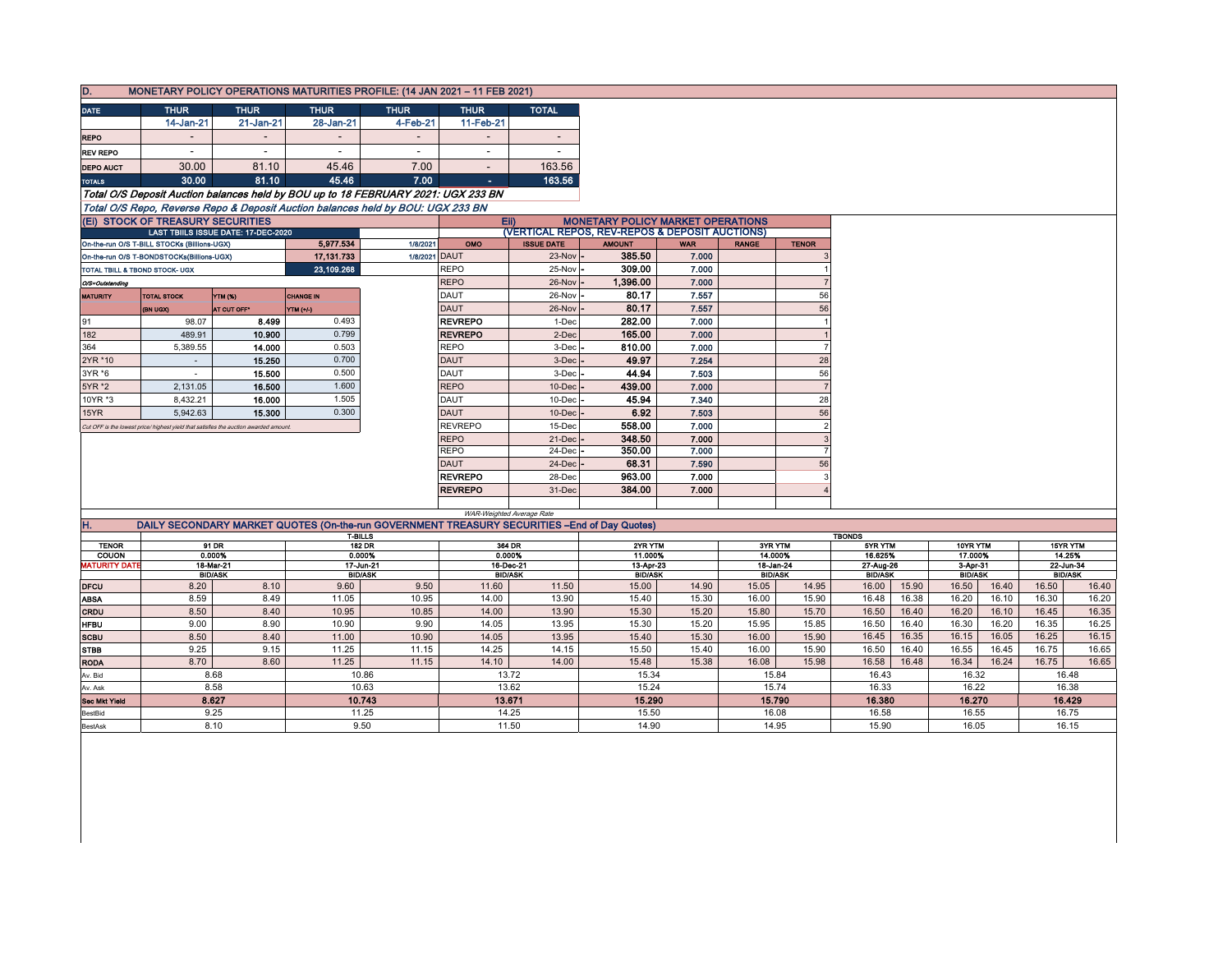## D. MONETARY POLICY OPERATIONS MATURITIES PROFILE: (14 JAN 2021 – 11 FEB 2021)

| DATE | THUR | THUR | THUR | THUR | THUR | TOTAL |
|---|---|---|---|---|---|---|
| | 14-Jan-21 | 21-Jan-21 | 28-Jan-21 | 4-Feb-21 | 11-Feb-21 | |
| REPO | - | - | - | - | - | - |
| REV REPO | - | - | - | - | - | - |
| DEPO AUCT | 30.00 | 81.10 | 45.46 | 7.00 | - | 163.56 |
| TOTALS | 30.00 | 81.10 | 45.46 | 7.00 | - | 163.56 |

*Total O/S Deposit Auction balances held by BOU up to 18 FEBRUARY 2021: UGX 233 BN*

*Total O/S Repo, Reverse Repo & Deposit Auction balances held by BOU: UGX 233 BN*

## (Ei) STOCK OF TREASURY SECURITIES

| LAST TBIILS ISSUE DATE: 17-DEC-2020 | | |
|---|---|---|
| On-the-run O/S T-BILL STOCKs (Billions-UGX) | 5,977.534 | 1/8/2021 |
| On-the-run O/S T-BONDSTOCKs(Billions-UGX) | 17,131.733 | 1/8/2021 |
| TOTAL TBILL & TBOND STOCK- UGX | 23,109.268 | |

O/S=Outstanding

| MATURITY | TOTAL STOCK (BN UGX) | YTM (%) AT CUT OFF* | CHANGE IN YTM (+/-) |
|---|---|---|---|
| 91 | 98.07 | 8.499 | 0.493 |
| 182 | 489.91 | 10.900 | 0.799 |
| 364 | 5,389.55 | 14.000 | 0.503 |
| 2YR *10 | - | 15.250 | 0.700 |
| 3YR *6 | - | 15.500 | 0.500 |
| 5YR *2 | 2,131.05 | 16.500 | 1.600 |
| 10YR *3 | 8,432.21 | 16.000 | 1.505 |
| 15YR | 5,942.63 | 15.300 | 0.300 |

*Cut OFF is the lowest price/ highest yield that satisfies the auction awarded amount.*

## Eii) MONETARY POLICY MARKET OPERATIONS (VERTICAL REPOS, REV-REPOS & DEPOSIT AUCTIONS)

| OMO | ISSUE DATE | AMOUNT | WAR | RANGE | TENOR |
|---|---|---|---|---|---|
| DAUT | 23-Nov | 385.50 | 7.000 | | 3 |
| REPO | 25-Nov | 309.00 | 7.000 | | 1 |
| REPO | 26-Nov | 1,396.00 | 7.000 | | 7 |
| DAUT | 26-Nov | 80.17 | 7.557 | | 56 |
| DAUT | 26-Nov | 80.17 | 7.557 | | 56 |
| REVREPO | 1-Dec | 282.00 | 7.000 | | 1 |
| REVREPO | 2-Dec | 165.00 | 7.000 | | 1 |
| REPO | 3-Dec | 810.00 | 7.000 | | 7 |
| DAUT | 3-Dec | 49.97 | 7.254 | | 28 |
| DAUT | 3-Dec | 44.94 | 7.503 | | 56 |
| REPO | 10-Dec | 439.00 | 7.000 | | 7 |
| DAUT | 10-Dec | 45.94 | 7.340 | | 28 |
| DAUT | 10-Dec | 6.92 | 7.503 | | 56 |
| REVREPO | 15-Dec | 558.00 | 7.000 | | 2 |
| REPO | 21-Dec | 348.50 | 7.000 | | 3 |
| REPO | 24-Dec | 350.00 | 7.000 | | 7 |
| DAUT | 24-Dec | 68.31 | 7.590 | | 56 |
| REVREPO | 28-Dec | 963.00 | 7.000 | | 3 |
| REVREPO | 31-Dec | 384.00 | 7.000 | | 4 |

*WAR-Weighted Average Rate*

## H. DAILY SECONDARY MARKET QUOTES (On-the-run GOVERNMENT TREASURY SECURITIES –End of Day Quotes)

| | T-BILLS | | | | | | TBONDS | | | | | | | | | |
|---|---|---|---|---|---|---|---|---|---|---|---|---|---|---|---|---|
| TENOR | 91 DR | | 182 DR | | 364 DR | | 2YR YTM | | 3YR YTM | | 5YR YTM | | 10YR YTM | | 15YR YTM | |
| COUON | 0.000% | | 0.000% | | 0.000% | | 11.000% | | 14.000% | | 16.625% | | 17.000% | | 14.25% | |
| MATURITY DATE | 18-Mar-21 | | 17-Jun-21 | | 16-Dec-21 | | 13-Apr-23 | | 18-Jan-24 | | 27-Aug-26 | | 3-Apr-31 | | 22-Jun-34 | |
| | BID/ASK | | BID/ASK | | BID/ASK | | BID/ASK | | BID/ASK | | BID/ASK | | BID/ASK | | BID/ASK | |
| DFCU | 8.20 | 8.10 | 9.60 | 9.50 | 11.60 | 11.50 | 15.00 | 14.90 | 15.05 | 14.95 | 16.00 | 15.90 | 16.50 | 16.40 | 16.50 | 16.40 |
| ABSA | 8.59 | 8.49 | 11.05 | 10.95 | 14.00 | 13.90 | 15.40 | 15.30 | 16.00 | 15.90 | 16.48 | 16.38 | 16.20 | 16.10 | 16.30 | 16.20 |
| CRDU | 8.50 | 8.40 | 10.95 | 10.85 | 14.00 | 13.90 | 15.30 | 15.20 | 15.80 | 15.70 | 16.50 | 16.40 | 16.20 | 16.10 | 16.45 | 16.35 |
| HFBU | 9.00 | 8.90 | 10.90 | 9.90 | 14.05 | 13.95 | 15.30 | 15.20 | 15.95 | 15.85 | 16.50 | 16.40 | 16.30 | 16.20 | 16.35 | 16.25 |
| SCBU | 8.50 | 8.40 | 11.00 | 10.90 | 14.05 | 13.95 | 15.40 | 15.30 | 16.00 | 15.90 | 16.45 | 16.35 | 16.15 | 16.05 | 16.25 | 16.15 |
| STBB | 9.25 | 9.15 | 11.25 | 11.15 | 14.25 | 14.15 | 15.50 | 15.40 | 16.00 | 15.90 | 16.50 | 16.40 | 16.55 | 16.45 | 16.75 | 16.65 |
| RODA | 8.70 | 8.60 | 11.25 | 11.15 | 14.10 | 14.00 | 15.48 | 15.38 | 16.08 | 15.98 | 16.58 | 16.48 | 16.34 | 16.24 | 16.75 | 16.65 |
| Av. Bid | 8.68 | | 10.86 | | 13.72 | | 15.34 | | 15.84 | | 16.43 | | 16.32 | | 16.48 | |
| Av. Ask | 8.58 | | 10.63 | | 13.62 | | 15.24 | | 15.74 | | 16.33 | | 16.22 | | 16.38 | |
| Sec Mkt Yield | 8.627 | | 10.743 | | 13.671 | | 15.290 | | 15.790 | | 16.380 | | 16.270 | | 16.429 | |
| BestBid | 9.25 | | 11.25 | | 14.25 | | 15.50 | | 16.08 | | 16.58 | | 16.55 | | 16.75 | |
| BestAsk | 8.10 | | 9.50 | | 11.50 | | 14.90 | | 14.95 | | 15.90 | | 16.05 | | 16.15 | |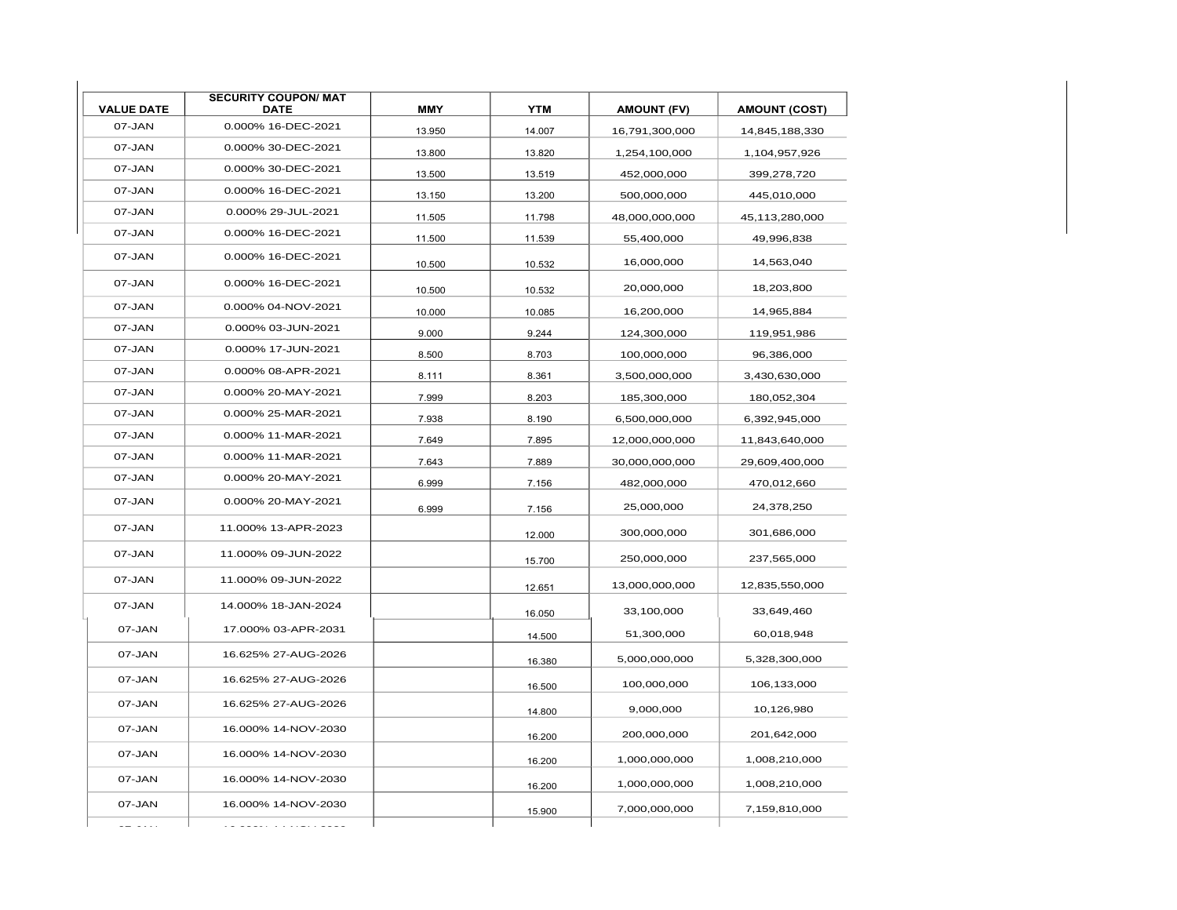| VALUE DATE | SECURITY COUPON/ MAT DATE | MMY | YTM | AMOUNT (FV) | AMOUNT (COST) |
|---|---|---|---|---|---|
| 07-JAN | 0.000% 16-DEC-2021 | 13.950 | 14.007 | 16,791,300,000 | 14,845,188,330 |
| 07-JAN | 0.000% 30-DEC-2021 | 13.800 | 13.820 | 1,254,100,000 | 1,104,957,926 |
| 07-JAN | 0.000% 30-DEC-2021 | 13.500 | 13.519 | 452,000,000 | 399,278,720 |
| 07-JAN | 0.000% 16-DEC-2021 | 13.150 | 13.200 | 500,000,000 | 445,010,000 |
| 07-JAN | 0.000% 29-JUL-2021 | 11.505 | 11.798 | 48,000,000,000 | 45,113,280,000 |
| 07-JAN | 0.000% 16-DEC-2021 | 11.500 | 11.539 | 55,400,000 | 49,996,838 |
| 07-JAN | 0.000% 16-DEC-2021 | 10.500 | 10.532 | 16,000,000 | 14,563,040 |
| 07-JAN | 0.000% 16-DEC-2021 | 10.500 | 10.532 | 20,000,000 | 18,203,800 |
| 07-JAN | 0.000% 04-NOV-2021 | 10.000 | 10.085 | 16,200,000 | 14,965,884 |
| 07-JAN | 0.000% 03-JUN-2021 | 9.000 | 9.244 | 124,300,000 | 119,951,986 |
| 07-JAN | 0.000% 17-JUN-2021 | 8.500 | 8.703 | 100,000,000 | 96,386,000 |
| 07-JAN | 0.000% 08-APR-2021 | 8.111 | 8.361 | 3,500,000,000 | 3,430,630,000 |
| 07-JAN | 0.000% 20-MAY-2021 | 7.999 | 8.203 | 185,300,000 | 180,052,304 |
| 07-JAN | 0.000% 25-MAR-2021 | 7.938 | 8.190 | 6,500,000,000 | 6,392,945,000 |
| 07-JAN | 0.000% 11-MAR-2021 | 7.649 | 7.895 | 12,000,000,000 | 11,843,640,000 |
| 07-JAN | 0.000% 11-MAR-2021 | 7.643 | 7.889 | 30,000,000,000 | 29,609,400,000 |
| 07-JAN | 0.000% 20-MAY-2021 | 6.999 | 7.156 | 482,000,000 | 470,012,660 |
| 07-JAN | 0.000% 20-MAY-2021 | 6.999 | 7.156 | 25,000,000 | 24,378,250 |
| 07-JAN | 11.000% 13-APR-2023 | | 12.000 | 300,000,000 | 301,686,000 |
| 07-JAN | 11.000% 09-JUN-2022 | | 15.700 | 250,000,000 | 237,565,000 |
| 07-JAN | 11.000% 09-JUN-2022 | | 12.651 | 13,000,000,000 | 12,835,550,000 |
| 07-JAN | 14.000% 18-JAN-2024 | | 16.050 | 33,100,000 | 33,649,460 |
| 07-JAN | 17.000% 03-APR-2031 | | 14.500 | 51,300,000 | 60,018,948 |
| 07-JAN | 16.625% 27-AUG-2026 | | 16.380 | 5,000,000,000 | 5,328,300,000 |
| 07-JAN | 16.625% 27-AUG-2026 | | 16.500 | 100,000,000 | 106,133,000 |
| 07-JAN | 16.625% 27-AUG-2026 | | 14.800 | 9,000,000 | 10,126,980 |
| 07-JAN | 16.000% 14-NOV-2030 | | 16.200 | 200,000,000 | 201,642,000 |
| 07-JAN | 16.000% 14-NOV-2030 | | 16.200 | 1,000,000,000 | 1,008,210,000 |
| 07-JAN | 16.000% 14-NOV-2030 | | 16.200 | 1,000,000,000 | 1,008,210,000 |
| 07-JAN | 16.000% 14-NOV-2030 | | 15.900 | 7,000,000,000 | 7,159,810,000 |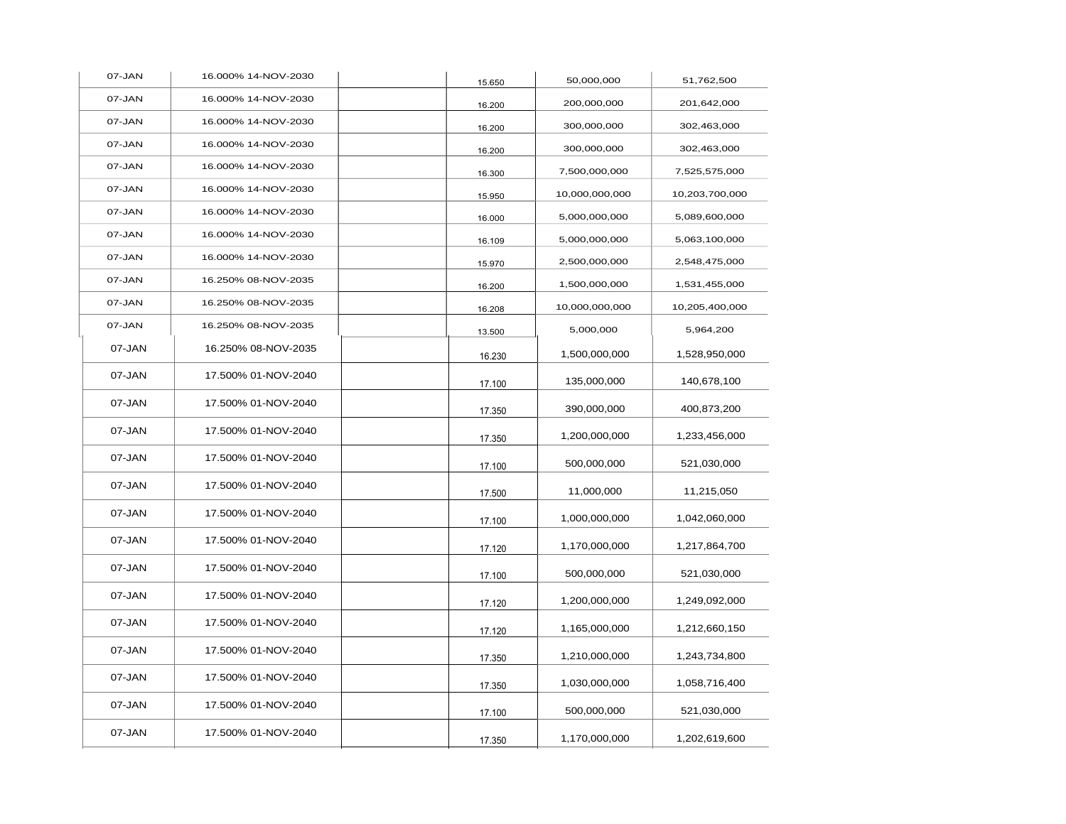| | | | | | |
|---|---|---|---|---|---|
| 07-JAN | 16.000% 14-NOV-2030 | | 15.650 | 50,000,000 | 51,762,500 |
| 07-JAN | 16.000% 14-NOV-2030 | | 16.200 | 200,000,000 | 201,642,000 |
| 07-JAN | 16.000% 14-NOV-2030 | | 16.200 | 300,000,000 | 302,463,000 |
| 07-JAN | 16.000% 14-NOV-2030 | | 16.200 | 300,000,000 | 302,463,000 |
| 07-JAN | 16.000% 14-NOV-2030 | | 16.300 | 7,500,000,000 | 7,525,575,000 |
| 07-JAN | 16.000% 14-NOV-2030 | | 15.950 | 10,000,000,000 | 10,203,700,000 |
| 07-JAN | 16.000% 14-NOV-2030 | | 16.000 | 5,000,000,000 | 5,089,600,000 |
| 07-JAN | 16.000% 14-NOV-2030 | | 16.109 | 5,000,000,000 | 5,063,100,000 |
| 07-JAN | 16.000% 14-NOV-2030 | | 15.970 | 2,500,000,000 | 2,548,475,000 |
| 07-JAN | 16.250% 08-NOV-2035 | | 16.200 | 1,500,000,000 | 1,531,455,000 |
| 07-JAN | 16.250% 08-NOV-2035 | | 16.208 | 10,000,000,000 | 10,205,400,000 |
| 07-JAN | 16.250% 08-NOV-2035 | | 13.500 | 5,000,000 | 5,964,200 |
| 07-JAN | 16.250% 08-NOV-2035 | | 16.230 | 1,500,000,000 | 1,528,950,000 |
| 07-JAN | 17.500% 01-NOV-2040 | | 17.100 | 135,000,000 | 140,678,100 |
| 07-JAN | 17.500% 01-NOV-2040 | | 17.350 | 390,000,000 | 400,873,200 |
| 07-JAN | 17.500% 01-NOV-2040 | | 17.350 | 1,200,000,000 | 1,233,456,000 |
| 07-JAN | 17.500% 01-NOV-2040 | | 17.100 | 500,000,000 | 521,030,000 |
| 07-JAN | 17.500% 01-NOV-2040 | | 17.500 | 11,000,000 | 11,215,050 |
| 07-JAN | 17.500% 01-NOV-2040 | | 17.100 | 1,000,000,000 | 1,042,060,000 |
| 07-JAN | 17.500% 01-NOV-2040 | | 17.120 | 1,170,000,000 | 1,217,864,700 |
| 07-JAN | 17.500% 01-NOV-2040 | | 17.100 | 500,000,000 | 521,030,000 |
| 07-JAN | 17.500% 01-NOV-2040 | | 17.120 | 1,200,000,000 | 1,249,092,000 |
| 07-JAN | 17.500% 01-NOV-2040 | | 17.120 | 1,165,000,000 | 1,212,660,150 |
| 07-JAN | 17.500% 01-NOV-2040 | | 17.350 | 1,210,000,000 | 1,243,734,800 |
| 07-JAN | 17.500% 01-NOV-2040 | | 17.350 | 1,030,000,000 | 1,058,716,400 |
| 07-JAN | 17.500% 01-NOV-2040 | | 17.100 | 500,000,000 | 521,030,000 |
| 07-JAN | 17.500% 01-NOV-2040 | | 17.350 | 1,170,000,000 | 1,202,619,600 |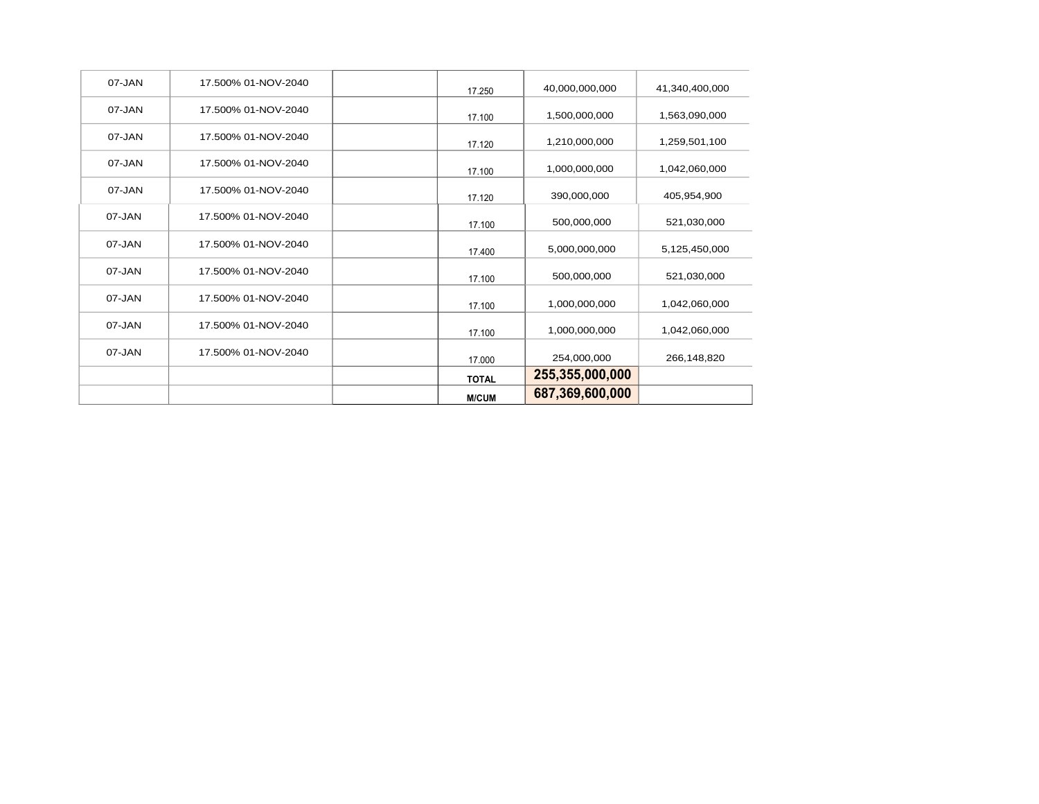| | | | | | |
|---|---|---|---|---|---|
| 07-JAN | 17.500% 01-NOV-2040 | | 17.250 | 40,000,000,000 | 41,340,400,000 |
| 07-JAN | 17.500% 01-NOV-2040 | | 17.100 | 1,500,000,000 | 1,563,090,000 |
| 07-JAN | 17.500% 01-NOV-2040 | | 17.120 | 1,210,000,000 | 1,259,501,100 |
| 07-JAN | 17.500% 01-NOV-2040 | | 17.100 | 1,000,000,000 | 1,042,060,000 |
| 07-JAN | 17.500% 01-NOV-2040 | | 17.120 | 390,000,000 | 405,954,900 |
| 07-JAN | 17.500% 01-NOV-2040 | | 17.100 | 500,000,000 | 521,030,000 |
| 07-JAN | 17.500% 01-NOV-2040 | | 17.400 | 5,000,000,000 | 5,125,450,000 |
| 07-JAN | 17.500% 01-NOV-2040 | | 17.100 | 500,000,000 | 521,030,000 |
| 07-JAN | 17.500% 01-NOV-2040 | | 17.100 | 1,000,000,000 | 1,042,060,000 |
| 07-JAN | 17.500% 01-NOV-2040 | | 17.100 | 1,000,000,000 | 1,042,060,000 |
| 07-JAN | 17.500% 01-NOV-2040 | | 17.000 | 254,000,000 | 266,148,820 |
| | | | **TOTAL** | **255,355,000,000** | |
| | | | **M/CUM** | **687,369,600,000** | |